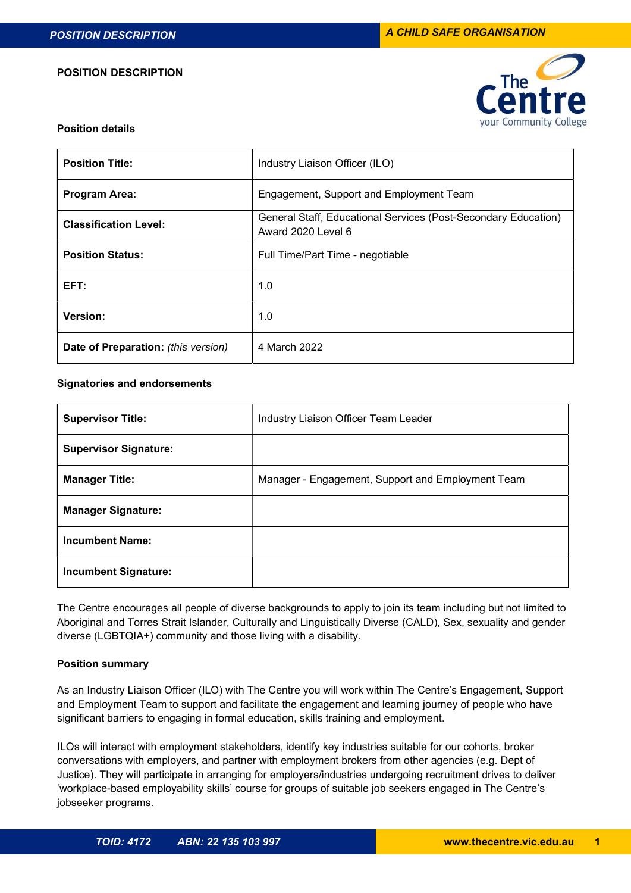# POSITION DESCRIPTION

## Position details

| Position Title: | Industry Liaison Officer (ILO) |
|---|---|
| **Program Area:** | Engagement, Support and Employment Team |
| **Classification Level:** | General Staff, Educational Services (Post-Secondary Education) Award 2020 Level 6 |
| **Position Status:** | Full Time/Part Time - negotiable |
| **EFT:** | 1.0 |
| **Version:** | 1.0 |
| **Date of Preparation:** *(this version)* | 4 March 2022 |

## Signatories and endorsements

| Supervisor Title: | Industry Liaison Officer Team Leader |
|---|---|
| **Supervisor Signature:** | |
| **Manager Title:** | Manager - Engagement, Support and Employment Team |
| **Manager Signature:** | |
| **Incumbent Name:** | |
| **Incumbent Signature:** | |

The Centre encourages all people of diverse backgrounds to apply to join its team including but not limited to Aboriginal and Torres Strait Islander, Culturally and Linguistically Diverse (CALD), Sex, sexuality and gender diverse (LGBTQIA+) community and those living with a disability.

## Position summary

As an Industry Liaison Officer (ILO) with The Centre you will work within The Centre's Engagement, Support and Employment Team to support and facilitate the engagement and learning journey of people who have significant barriers to engaging in formal education, skills training and employment.

ILOs will interact with employment stakeholders, identify key industries suitable for our cohorts, broker conversations with employers, and partner with employment brokers from other agencies (e.g. Dept of Justice). They will participate in arranging for employers/industries undergoing recruitment drives to deliver 'workplace-based employability skills' course for groups of suitable job seekers engaged in The Centre's jobseeker programs.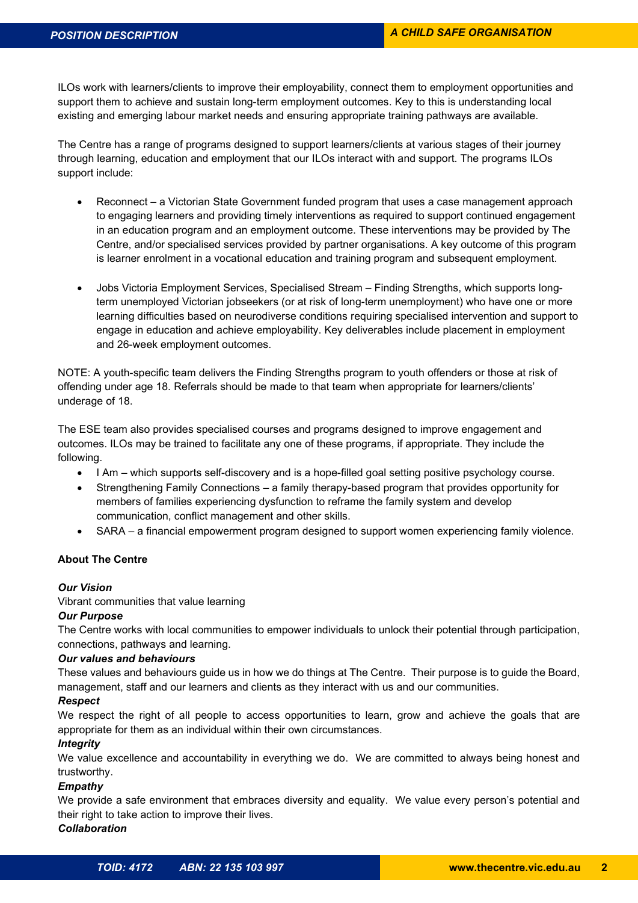ILOs work with learners/clients to improve their employability, connect them to employment opportunities and support them to achieve and sustain long-term employment outcomes. Key to this is understanding local existing and emerging labour market needs and ensuring appropriate training pathways are available.

The Centre has a range of programs designed to support learners/clients at various stages of their journey through learning, education and employment that our ILOs interact with and support. The programs ILOs support include:

- Reconnect – a Victorian State Government funded program that uses a case management approach to engaging learners and providing timely interventions as required to support continued engagement in an education program and an employment outcome. These interventions may be provided by The Centre, and/or specialised services provided by partner organisations. A key outcome of this program is learner enrolment in a vocational education and training program and subsequent employment.

- Jobs Victoria Employment Services, Specialised Stream – Finding Strengths, which supports long-term unemployed Victorian jobseekers (or at risk of long-term unemployment) who have one or more learning difficulties based on neurodiverse conditions requiring specialised intervention and support to engage in education and achieve employability. Key deliverables include placement in employment and 26-week employment outcomes.

NOTE: A youth-specific team delivers the Finding Strengths program to youth offenders or those at risk of offending under age 18. Referrals should be made to that team when appropriate for learners/clients' underage of 18.

The ESE team also provides specialised courses and programs designed to improve engagement and outcomes. ILOs may be trained to facilitate any one of these programs, if appropriate. They include the following.

- I Am – which supports self-discovery and is a hope-filled goal setting positive psychology course.
- Strengthening Family Connections – a family therapy-based program that provides opportunity for members of families experiencing dysfunction to reframe the family system and develop communication, conflict management and other skills.
- SARA – a financial empowerment program designed to support women experiencing family violence.

**About The Centre**

***Our Vision***

Vibrant communities that value learning

***Our Purpose***

The Centre works with local communities to empower individuals to unlock their potential through participation, connections, pathways and learning.

***Our values and behaviours***

These values and behaviours guide us in how we do things at The Centre. Their purpose is to guide the Board, management, staff and our learners and clients as they interact with us and our communities.

***Respect***

We respect the right of all people to access opportunities to learn, grow and achieve the goals that are appropriate for them as an individual within their own circumstances.

***Integrity***

We value excellence and accountability in everything we do. We are committed to always being honest and trustworthy.

***Empathy***

We provide a safe environment that embraces diversity and equality. We value every person's potential and their right to take action to improve their lives.

***Collaboration***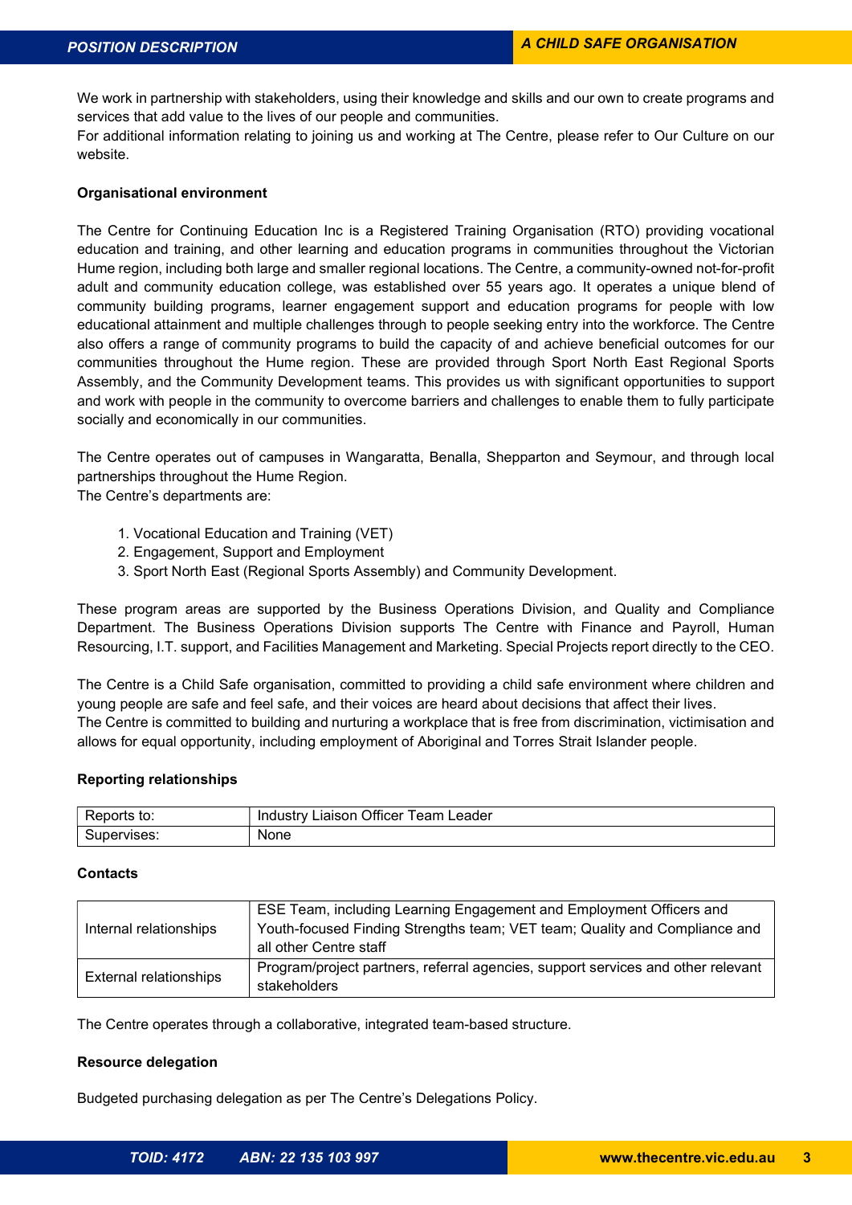We work in partnership with stakeholders, using their knowledge and skills and our own to create programs and services that add value to the lives of our people and communities.
For additional information relating to joining us and working at The Centre, please refer to Our Culture on our website.

**Organisational environment**

The Centre for Continuing Education Inc is a Registered Training Organisation (RTO) providing vocational education and training, and other learning and education programs in communities throughout the Victorian Hume region, including both large and smaller regional locations. The Centre, a community-owned not-for-profit adult and community education college, was established over 55 years ago. It operates a unique blend of community building programs, learner engagement support and education programs for people with low educational attainment and multiple challenges through to people seeking entry into the workforce. The Centre also offers a range of community programs to build the capacity of and achieve beneficial outcomes for our communities throughout the Hume region. These are provided through Sport North East Regional Sports Assembly, and the Community Development teams. This provides us with significant opportunities to support and work with people in the community to overcome barriers and challenges to enable them to fully participate socially and economically in our communities.

The Centre operates out of campuses in Wangaratta, Benalla, Shepparton and Seymour, and through local partnerships throughout the Hume Region.
The Centre's departments are:

1. Vocational Education and Training (VET)
2. Engagement, Support and Employment
3. Sport North East (Regional Sports Assembly) and Community Development.

These program areas are supported by the Business Operations Division, and Quality and Compliance Department. The Business Operations Division supports The Centre with Finance and Payroll, Human Resourcing, I.T. support, and Facilities Management and Marketing. Special Projects report directly to the CEO.

The Centre is a Child Safe organisation, committed to providing a child safe environment where children and young people are safe and feel safe, and their voices are heard about decisions that affect their lives.
The Centre is committed to building and nurturing a workplace that is free from discrimination, victimisation and allows for equal opportunity, including employment of Aboriginal and Torres Strait Islander people.

**Reporting relationships**

| | |
|---|---|
| Reports to: | Industry Liaison Officer Team Leader |
| Supervises: | None |

**Contacts**

| | |
|---|---|
| Internal relationships | ESE Team, including Learning Engagement and Employment Officers and Youth-focused Finding Strengths team; VET team; Quality and Compliance and all other Centre staff |
| External relationships | Program/project partners, referral agencies, support services and other relevant stakeholders |

The Centre operates through a collaborative, integrated team-based structure.

**Resource delegation**

Budgeted purchasing delegation as per The Centre's Delegations Policy.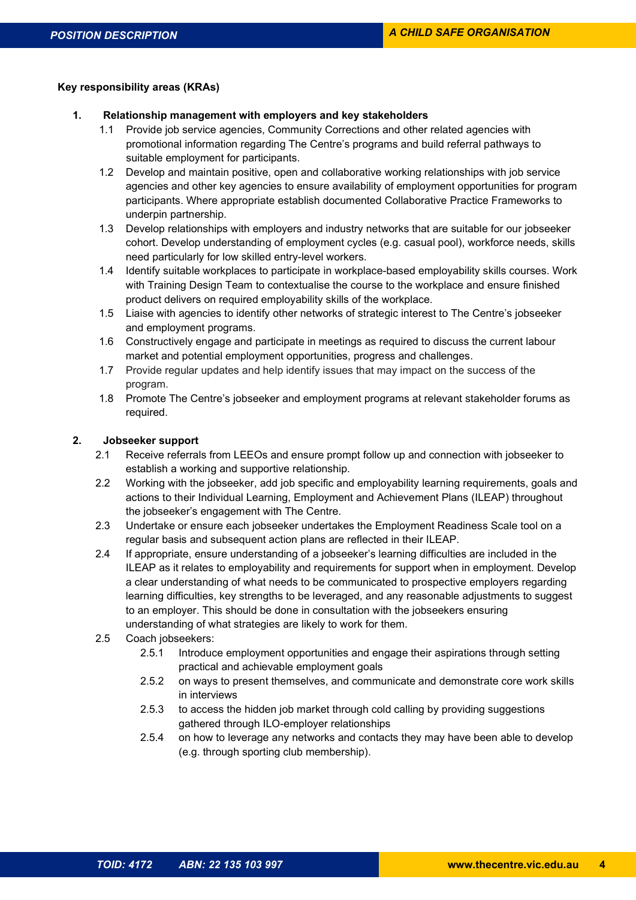**Key responsibility areas (KRAs)**

1. **Relationship management with employers and key stakeholders**
   - 1.1 Provide job service agencies, Community Corrections and other related agencies with promotional information regarding The Centre's programs and build referral pathways to suitable employment for participants.
   - 1.2 Develop and maintain positive, open and collaborative working relationships with job service agencies and other key agencies to ensure availability of employment opportunities for program participants. Where appropriate establish documented Collaborative Practice Frameworks to underpin partnership.
   - 1.3 Develop relationships with employers and industry networks that are suitable for our jobseeker cohort. Develop understanding of employment cycles (e.g. casual pool), workforce needs, skills need particularly for low skilled entry-level workers.
   - 1.4 Identify suitable workplaces to participate in workplace-based employability skills courses. Work with Training Design Team to contextualise the course to the workplace and ensure finished product delivers on required employability skills of the workplace.
   - 1.5 Liaise with agencies to identify other networks of strategic interest to The Centre's jobseeker and employment programs.
   - 1.6 Constructively engage and participate in meetings as required to discuss the current labour market and potential employment opportunities, progress and challenges.
   - 1.7 Provide regular updates and help identify issues that may impact on the success of the program.
   - 1.8 Promote The Centre's jobseeker and employment programs at relevant stakeholder forums as required.

2. **Jobseeker support**
   - 2.1 Receive referrals from LEEOs and ensure prompt follow up and connection with jobseeker to establish a working and supportive relationship.
   - 2.2 Working with the jobseeker, add job specific and employability learning requirements, goals and actions to their Individual Learning, Employment and Achievement Plans (ILEAP) throughout the jobseeker's engagement with The Centre.
   - 2.3 Undertake or ensure each jobseeker undertakes the Employment Readiness Scale tool on a regular basis and subsequent action plans are reflected in their ILEAP.
   - 2.4 If appropriate, ensure understanding of a jobseeker's learning difficulties are included in the ILEAP as it relates to employability and requirements for support when in employment. Develop a clear understanding of what needs to be communicated to prospective employers regarding learning difficulties, key strengths to be leveraged, and any reasonable adjustments to suggest to an employer. This should be done in consultation with the jobseekers ensuring understanding of what strategies are likely to work for them.
   - 2.5 Coach jobseekers:
     - 2.5.1 Introduce employment opportunities and engage their aspirations through setting practical and achievable employment goals
     - 2.5.2 on ways to present themselves, and communicate and demonstrate core work skills in interviews
     - 2.5.3 to access the hidden job market through cold calling by providing suggestions gathered through ILO-employer relationships
     - 2.5.4 on how to leverage any networks and contacts they may have been able to develop (e.g. through sporting club membership).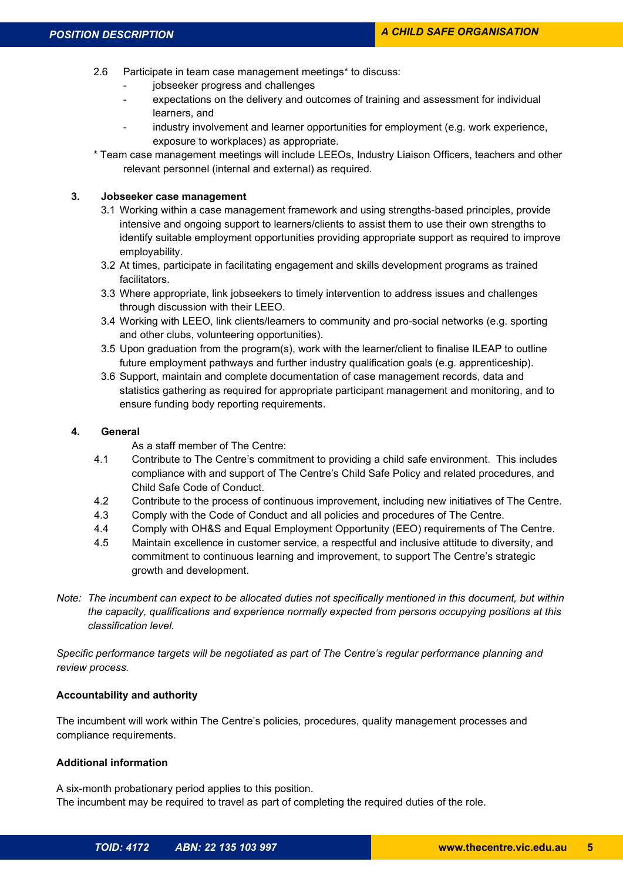2.6 Participate in team case management meetings* to discuss:

- jobseeker progress and challenges
- expectations on the delivery and outcomes of training and assessment for individual learners, and
- industry involvement and learner opportunities for employment (e.g. work experience, exposure to workplaces) as appropriate.

* Team case management meetings will include LEEOs, Industry Liaison Officers, teachers and other relevant personnel (internal and external) as required.

**3. Jobseeker case management**

3.1 Working within a case management framework and using strengths-based principles, provide intensive and ongoing support to learners/clients to assist them to use their own strengths to identify suitable employment opportunities providing appropriate support as required to improve employability.

3.2 At times, participate in facilitating engagement and skills development programs as trained facilitators.

3.3 Where appropriate, link jobseekers to timely intervention to address issues and challenges through discussion with their LEEO.

3.4 Working with LEEO, link clients/learners to community and pro-social networks (e.g. sporting and other clubs, volunteering opportunities).

3.5 Upon graduation from the program(s), work with the learner/client to finalise ILEAP to outline future employment pathways and further industry qualification goals (e.g. apprenticeship).

3.6 Support, maintain and complete documentation of case management records, data and statistics gathering as required for appropriate participant management and monitoring, and to ensure funding body reporting requirements.

**4. General**

As a staff member of The Centre:

4.1 Contribute to The Centre's commitment to providing a child safe environment. This includes compliance with and support of The Centre's Child Safe Policy and related procedures, and Child Safe Code of Conduct.

4.2 Contribute to the process of continuous improvement, including new initiatives of The Centre.

4.3 Comply with the Code of Conduct and all policies and procedures of The Centre.

4.4 Comply with OH&S and Equal Employment Opportunity (EEO) requirements of The Centre.

4.5 Maintain excellence in customer service, a respectful and inclusive attitude to diversity, and commitment to continuous learning and improvement, to support The Centre's strategic growth and development.

*Note: The incumbent can expect to be allocated duties not specifically mentioned in this document, but within the capacity, qualifications and experience normally expected from persons occupying positions at this classification level.*

*Specific performance targets will be negotiated as part of The Centre's regular performance planning and review process.*

**Accountability and authority**

The incumbent will work within The Centre's policies, procedures, quality management processes and compliance requirements.

**Additional information**

A six-month probationary period applies to this position.
The incumbent may be required to travel as part of completing the required duties of the role.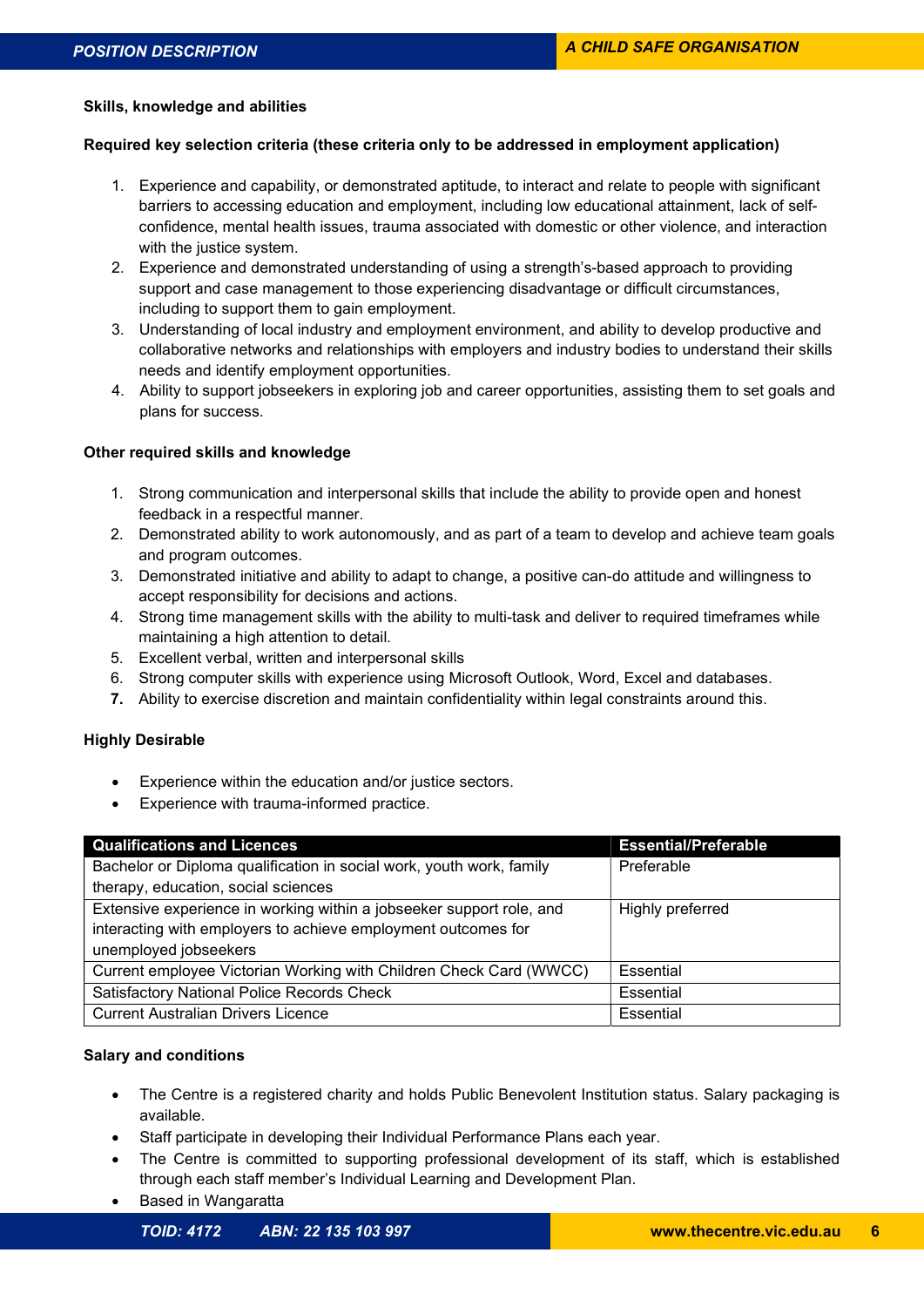**Skills, knowledge and abilities**

**Required key selection criteria (these criteria only to be addressed in employment application)**

1. Experience and capability, or demonstrated aptitude, to interact and relate to people with significant barriers to accessing education and employment, including low educational attainment, lack of self-confidence, mental health issues, trauma associated with domestic or other violence, and interaction with the justice system.
2. Experience and demonstrated understanding of using a strength's-based approach to providing support and case management to those experiencing disadvantage or difficult circumstances, including to support them to gain employment.
3. Understanding of local industry and employment environment, and ability to develop productive and collaborative networks and relationships with employers and industry bodies to understand their skills needs and identify employment opportunities.
4. Ability to support jobseekers in exploring job and career opportunities, assisting them to set goals and plans for success.

**Other required skills and knowledge**

1. Strong communication and interpersonal skills that include the ability to provide open and honest feedback in a respectful manner.
2. Demonstrated ability to work autonomously, and as part of a team to develop and achieve team goals and program outcomes.
3. Demonstrated initiative and ability to adapt to change, a positive can-do attitude and willingness to accept responsibility for decisions and actions.
4. Strong time management skills with the ability to multi-task and deliver to required timeframes while maintaining a high attention to detail.
5. Excellent verbal, written and interpersonal skills
6. Strong computer skills with experience using Microsoft Outlook, Word, Excel and databases.
7. Ability to exercise discretion and maintain confidentiality within legal constraints around this.

**Highly Desirable**

- Experience within the education and/or justice sectors.
- Experience with trauma-informed practice.

| Qualifications and Licences | Essential/Preferable |
|---|---|
| Bachelor or Diploma qualification in social work, youth work, family therapy, education, social sciences | Preferable |
| Extensive experience in working within a jobseeker support role, and interacting with employers to achieve employment outcomes for unemployed jobseekers | Highly preferred |
| Current employee Victorian Working with Children Check Card (WWCC) | Essential |
| Satisfactory National Police Records Check | Essential |
| Current Australian Drivers Licence | Essential |

**Salary and conditions**

- The Centre is a registered charity and holds Public Benevolent Institution status. Salary packaging is available.
- Staff participate in developing their Individual Performance Plans each year.
- The Centre is committed to supporting professional development of its staff, which is established through each staff member's Individual Learning and Development Plan.
- Based in Wangaratta